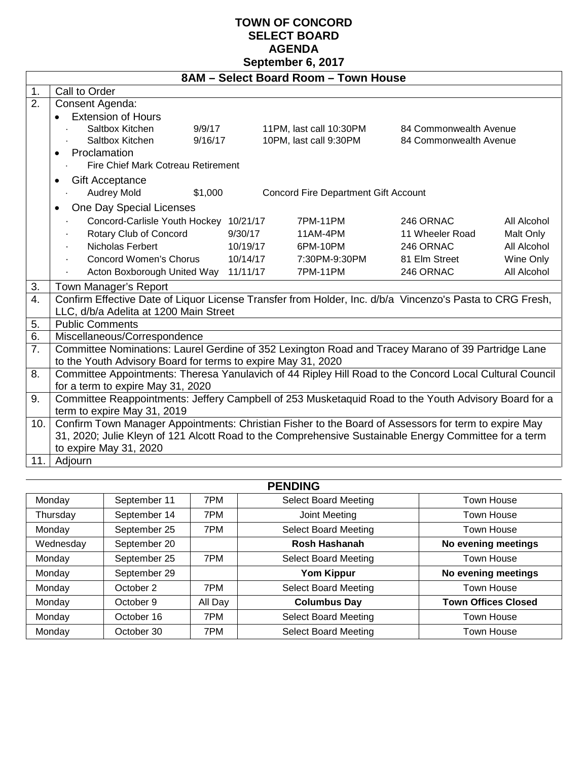# TOWN OF CONCORD
# SELECT BOARD
# AGENDA
## September 6, 2017

| | 8AM – Select Board Room – Town House |
|---|---|
| 1. | Call to Order |
| 2. | Consent Agenda:<br>• Extension of Hours<br>· Saltbox Kitchen 9/9/17 11PM, last call 10:30PM 84 Commonwealth Avenue<br>· Saltbox Kitchen 9/16/17 10PM, last call 9:30PM 84 Commonwealth Avenue<br>• Proclamation<br>· Fire Chief Mark Cotreau Retirement<br>• Gift Acceptance<br>· Audrey Mold $1,000 Concord Fire Department Gift Account<br>• One Day Special Licenses<br>· Concord-Carlisle Youth Hockey 10/21/17 7PM-11PM 246 ORNAC All Alcohol<br>· Rotary Club of Concord 9/30/17 11AM-4PM 11 Wheeler Road Malt Only<br>· Nicholas Ferbert 10/19/17 6PM-10PM 246 ORNAC All Alcohol<br>· Concord Women's Chorus 10/14/17 7:30PM-9:30PM 81 Elm Street Wine Only<br>· Acton Boxborough United Way 11/11/17 7PM-11PM 246 ORNAC All Alcohol |
| 3. | Town Manager's Report |
| 4. | Confirm Effective Date of Liquor License Transfer from Holder, Inc. d/b/a Vincenzo's Pasta to CRG Fresh, LLC, d/b/a Adelita at 1200 Main Street |
| 5. | Public Comments |
| 6. | Miscellaneous/Correspondence |
| 7. | Committee Nominations: Laurel Gerdine of 352 Lexington Road and Tracey Marano of 39 Partridge Lane to the Youth Advisory Board for terms to expire May 31, 2020 |
| 8. | Committee Appointments: Theresa Yanulavich of 44 Ripley Hill Road to the Concord Local Cultural Council for a term to expire May 31, 2020 |
| 9. | Committee Reappointments: Jeffery Campbell of 253 Musketaquid Road to the Youth Advisory Board for a term to expire May 31, 2019 |
| 10. | Confirm Town Manager Appointments: Christian Fisher to the Board of Assessors for term to expire May 31, 2020; Julie Kleyn of 121 Alcott Road to the Comprehensive Sustainable Energy Committee for a term to expire May 31, 2020 |
| 11. | Adjourn |

## PENDING

| | | | | |
|---|---|---|---|---|
| Monday | September 11 | 7PM | Select Board Meeting | Town House |
| Thursday | September 14 | 7PM | Joint Meeting | Town House |
| Monday | September 25 | 7PM | Select Board Meeting | Town House |
| Wednesday | September 20 | | **Rosh Hashanah** | **No evening meetings** |
| Monday | September 25 | 7PM | Select Board Meeting | Town House |
| Monday | September 29 | | **Yom Kippur** | **No evening meetings** |
| Monday | October 2 | 7PM | Select Board Meeting | Town House |
| Monday | October 9 | All Day | **Columbus Day** | **Town Offices Closed** |
| Monday | October 16 | 7PM | Select Board Meeting | Town House |
| Monday | October 30 | 7PM | Select Board Meeting | Town House |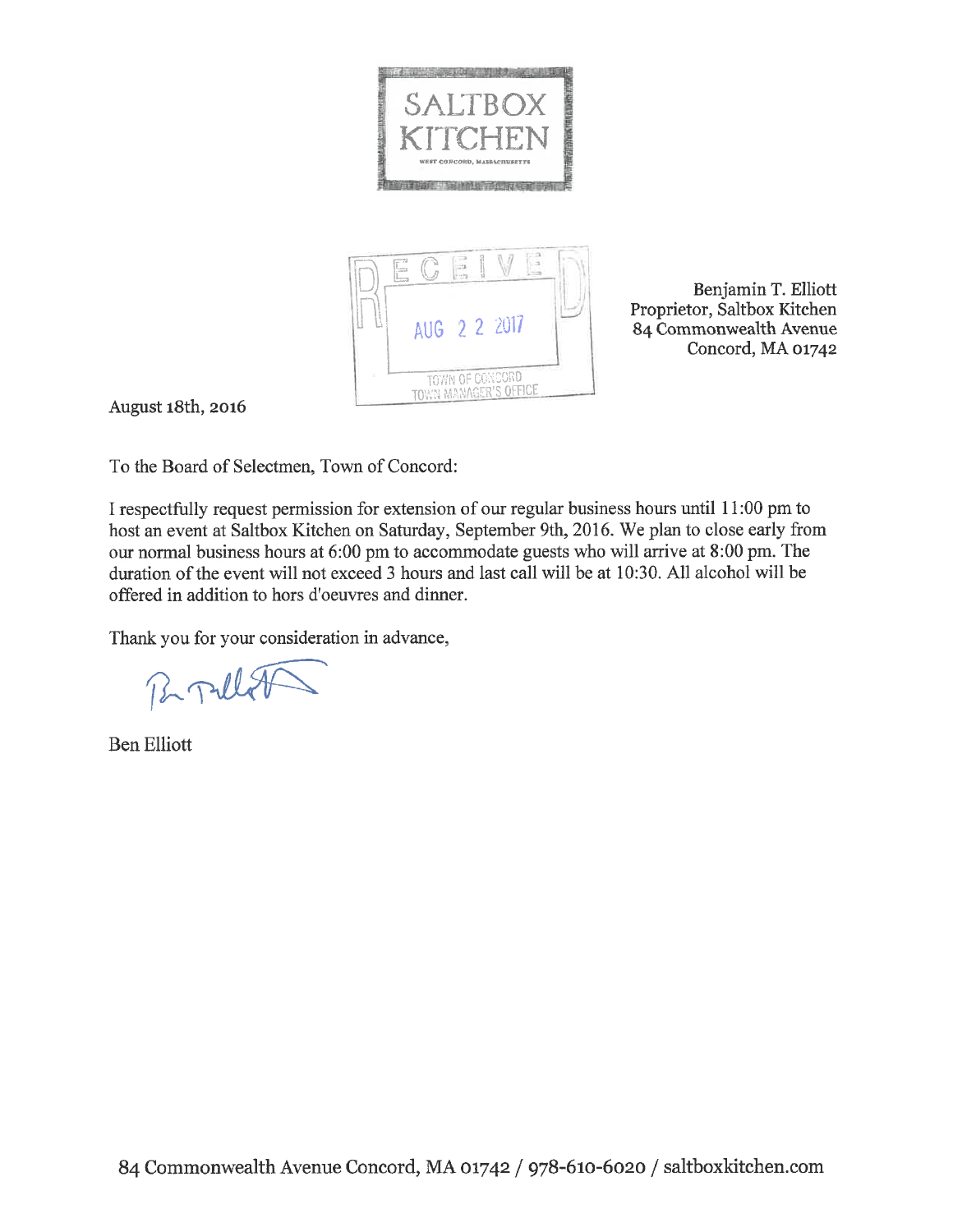SALTBOX
KITCHEN
WEST CONCORD, MASSACHUSETTS

RECEIVED
AUG 22 2017
TOWN OF CONCORD
TOWN MANAGER'S OFFICE

Benjamin T. Elliott
Proprietor, Saltbox Kitchen
84 Commonwealth Avenue
Concord, MA 01742

August 18th, 2016

To the Board of Selectmen, Town of Concord:

I respectfully request permission for extension of our regular business hours until 11:00 pm to host an event at Saltbox Kitchen on Saturday, September 9th, 2016. We plan to close early from our normal business hours at 6:00 pm to accommodate guests who will arrive at 8:00 pm. The duration of the event will not exceed 3 hours and last call will be at 10:30. All alcohol will be offered in addition to hors d'oeuvres and dinner.

Thank you for your consideration in advance,

Ben Elliott

84 Commonwealth Avenue Concord, MA 01742 / 978-610-6020 / saltboxkitchen.com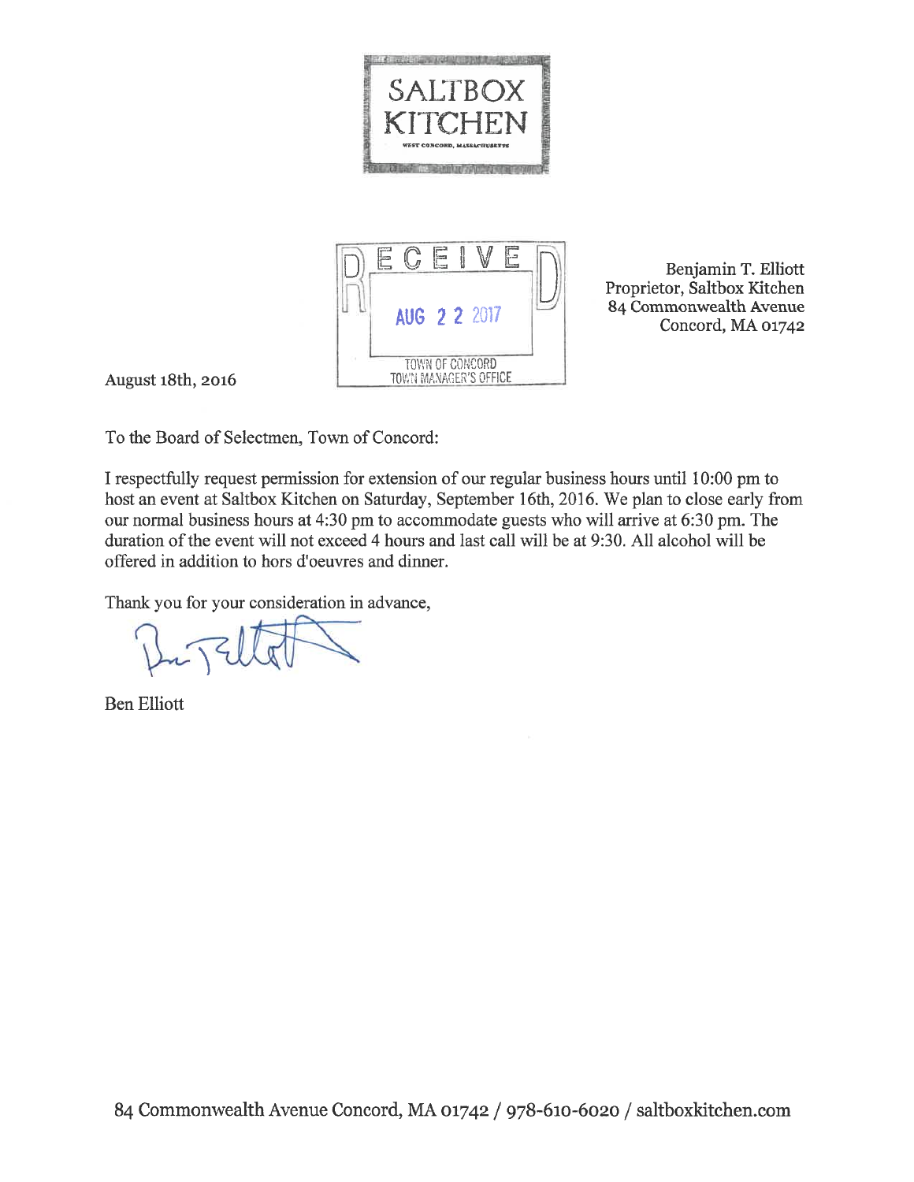SALTBOX
KITCHEN
WEST CONCORD, MASSACHUSETTS

RECEIVED
AUG 22 2017
TOWN OF CONCORD
TOWN MANAGER'S OFFICE

Benjamin T. Elliott
Proprietor, Saltbox Kitchen
84 Commonwealth Avenue
Concord, MA 01742

August 18th, 2016

To the Board of Selectmen, Town of Concord:

I respectfully request permission for extension of our regular business hours until 10:00 pm to host an event at Saltbox Kitchen on Saturday, September 16th, 2016. We plan to close early from our normal business hours at 4:30 pm to accommodate guests who will arrive at 6:30 pm. The duration of the event will not exceed 4 hours and last call will be at 9:30. All alcohol will be offered in addition to hors d'oeuvres and dinner.

Thank you for your consideration in advance,

Ben Elliott

84 Commonwealth Avenue Concord, MA 01742 / 978-610-6020 / saltboxkitchen.com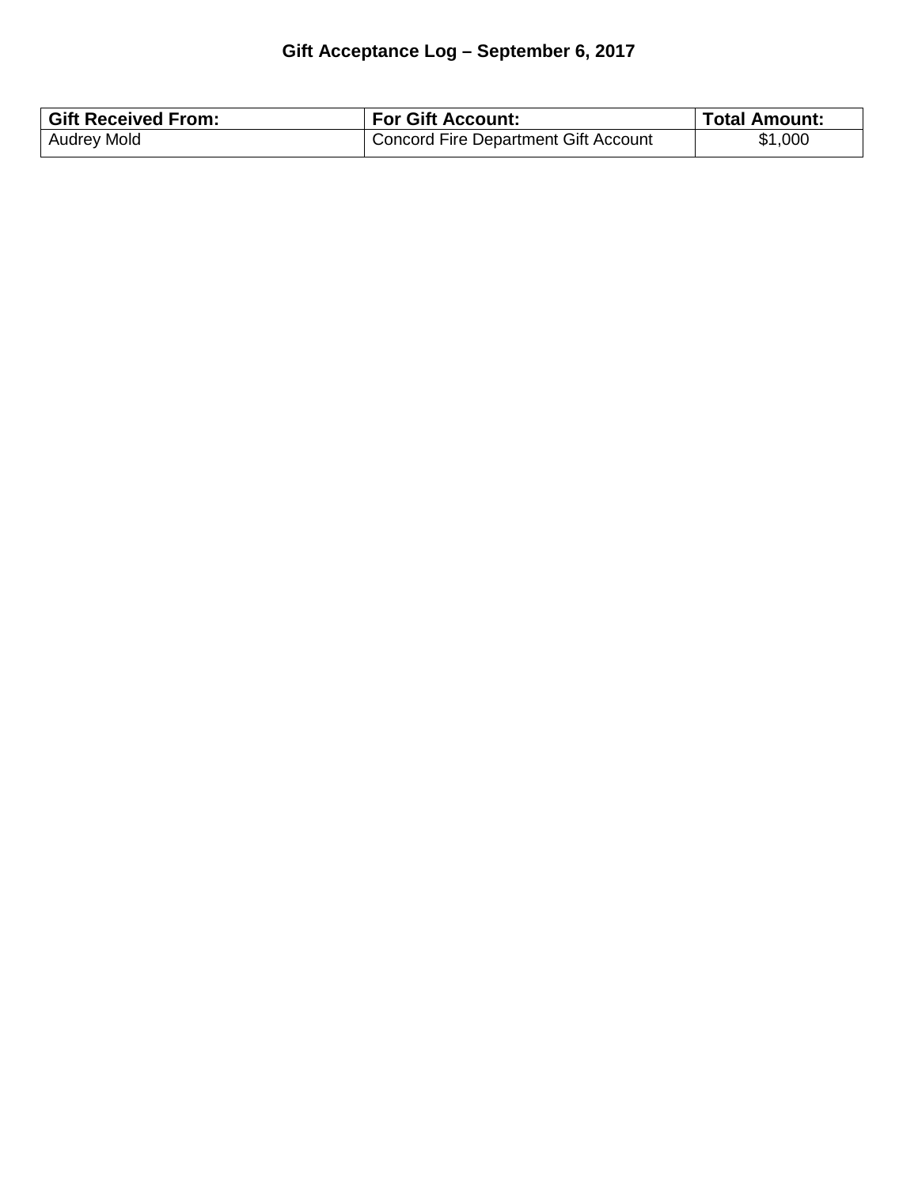# Gift Acceptance Log – September 6, 2017

| Gift Received From: | For Gift Account: | Total Amount: |
|---|---|---|
| Audrey Mold | Concord Fire Department Gift Account | $1,000 |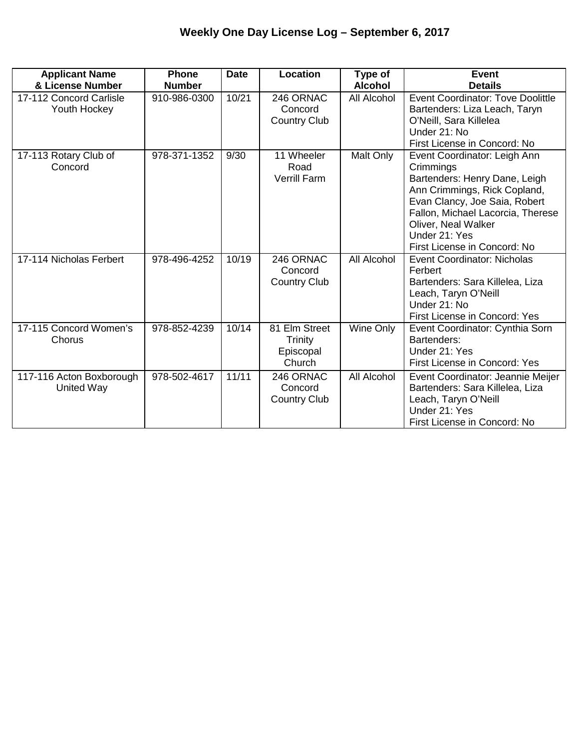# Weekly One Day License Log – September 6, 2017

| Applicant Name & License Number | Phone Number | Date | Location | Type of Alcohol | Event Details |
|---|---|---|---|---|---|
| 17-112 Concord Carlisle Youth Hockey | 910-986-0300 | 10/21 | 246 ORNAC Concord Country Club | All Alcohol | Event Coordinator: Tove Doolittle<br>Bartenders: Liza Leach, Taryn O'Neill, Sara Killelea<br>Under 21: No<br>First License in Concord: No |
| 17-113 Rotary Club of Concord | 978-371-1352 | 9/30 | 11 Wheeler Road Verrill Farm | Malt Only | Event Coordinator: Leigh Ann Crimmings<br>Bartenders: Henry Dane, Leigh Ann Crimmings, Rick Copland, Evan Clancy, Joe Saia, Robert Fallon, Michael Lacorcia, Therese Oliver, Neal Walker<br>Under 21: Yes<br>First License in Concord: No |
| 17-114 Nicholas Ferbert | 978-496-4252 | 10/19 | 246 ORNAC Concord Country Club | All Alcohol | Event Coordinator: Nicholas Ferbert<br>Bartenders: Sara Killelea, Liza Leach, Taryn O'Neill<br>Under 21: No<br>First License in Concord: Yes |
| 17-115 Concord Women's Chorus | 978-852-4239 | 10/14 | 81 Elm Street Trinity Episcopal Church | Wine Only | Event Coordinator: Cynthia Sorn<br>Bartenders:<br>Under 21: Yes<br>First License in Concord: Yes |
| 117-116 Acton Boxborough United Way | 978-502-4617 | 11/11 | 246 ORNAC Concord Country Club | All Alcohol | Event Coordinator: Jeannie Meijer<br>Bartenders: Sara Killelea, Liza Leach, Taryn O'Neill<br>Under 21: Yes<br>First License in Concord: No |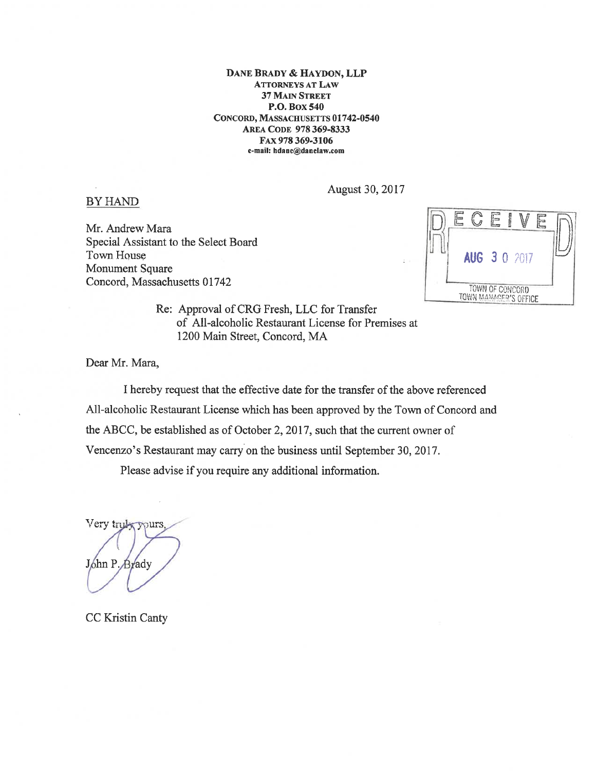**DANE BRADY & HAYDON, LLP**
**ATTORNEYS AT LAW**
**37 MAIN STREET**
**P.O. BOX 540**
**CONCORD, MASSACHUSETTS 01742-0540**
**AREA CODE 978 369-8333**
**FAX 978 369-3106**
**e-mail: hdane@danelaw.com**

August 30, 2017

BY HAND

RECEIVED
AUG 30 2017
TOWN OF CONCORD
TOWN MANAGER'S OFFICE

Mr. Andrew Mara
Special Assistant to the Select Board
Town House
Monument Square
Concord, Massachusetts 01742

Re: Approval of CRG Fresh, LLC for Transfer of All-alcoholic Restaurant License for Premises at 1200 Main Street, Concord, MA

Dear Mr. Mara,

I hereby request that the effective date for the transfer of the above referenced All-alcoholic Restaurant License which has been approved by the Town of Concord and the ABCC, be established as of October 2, 2017, such that the current owner of Vencenzo's Restaurant may carry on the business until September 30, 2017.

Please advise if you require any additional information.

Very truly yours,

John P. Brady

CC Kristin Canty